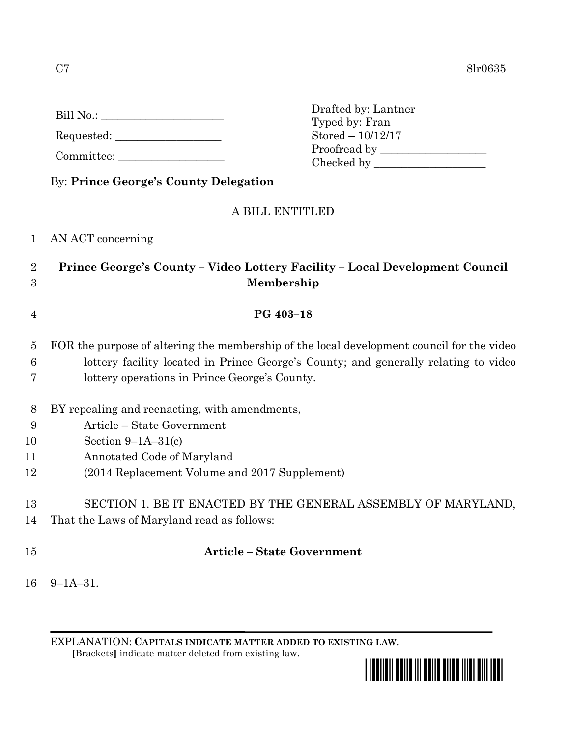C7 8lr0635

Bill No.: ______________________

Requested: ___________________

Committee: ___________________

Drafted by: Lantner
Typed by: Fran
Stored – 10/12/17
Proofread by ___________________
Checked by ____________________

By: **Prince George's County Delegation**

A BILL ENTITLED

1 AN ACT concerning

2 **Prince George's County – Video Lottery Facility – Local Development Council**
3 **Membership**

4 **PG 403–18**

5 FOR the purpose of altering the membership of the local development council for the video
6 lottery facility located in Prince George's County; and generally relating to video
7 lottery operations in Prince George's County.

8 BY repealing and reenacting, with amendments,
9 Article – State Government
10 Section 9–1A–31(c)
11 Annotated Code of Maryland
12 (2014 Replacement Volume and 2017 Supplement)

13 SECTION 1. BE IT ENACTED BY THE GENERAL ASSEMBLY OF MARYLAND,
14 That the Laws of Maryland read as follows:

15 **Article – State Government**

16 9–1A–31.

EXPLANATION: **CAPITALS INDICATE MATTER ADDED TO EXISTING LAW.**
**[**Brackets**]** indicate matter deleted from existing law.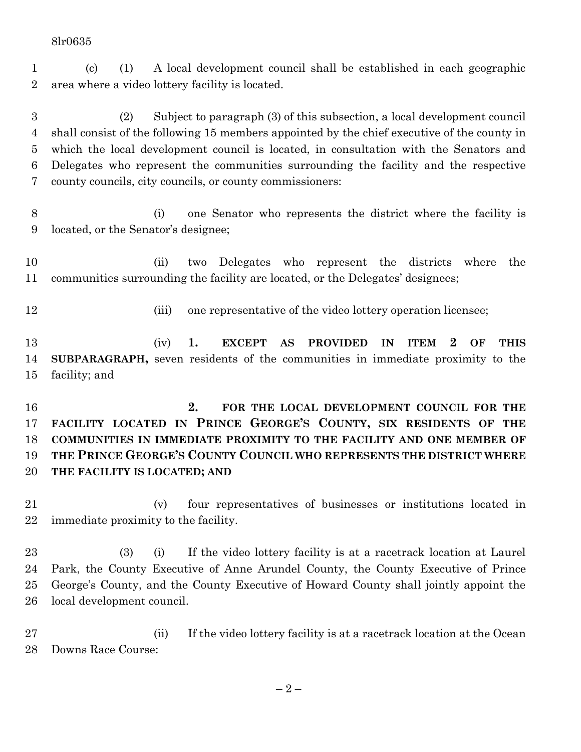(c) (1) A local development council shall be established in each geographic area where a video lottery facility is located.

(2) Subject to paragraph (3) of this subsection, a local development council shall consist of the following 15 members appointed by the chief executive of the county in which the local development council is located, in consultation with the Senators and Delegates who represent the communities surrounding the facility and the respective county councils, city councils, or county commissioners:

(i) one Senator who represents the district where the facility is located, or the Senator's designee;

(ii) two Delegates who represent the districts where the communities surrounding the facility are located, or the Delegates' designees;

(iii) one representative of the video lottery operation licensee;

(iv) **1. EXCEPT AS PROVIDED IN ITEM 2 OF THIS SUBPARAGRAPH,** seven residents of the communities in immediate proximity to the facility; and

**2. FOR THE LOCAL DEVELOPMENT COUNCIL FOR THE FACILITY LOCATED IN PRINCE GEORGE'S COUNTY, SIX RESIDENTS OF THE COMMUNITIES IN IMMEDIATE PROXIMITY TO THE FACILITY AND ONE MEMBER OF THE PRINCE GEORGE'S COUNTY COUNCIL WHO REPRESENTS THE DISTRICT WHERE THE FACILITY IS LOCATED; AND**

(v) four representatives of businesses or institutions located in immediate proximity to the facility.

(3) (i) If the video lottery facility is at a racetrack location at Laurel Park, the County Executive of Anne Arundel County, the County Executive of Prince George's County, and the County Executive of Howard County shall jointly appoint the local development council.

(ii) If the video lottery facility is at a racetrack location at the Ocean Downs Race Course: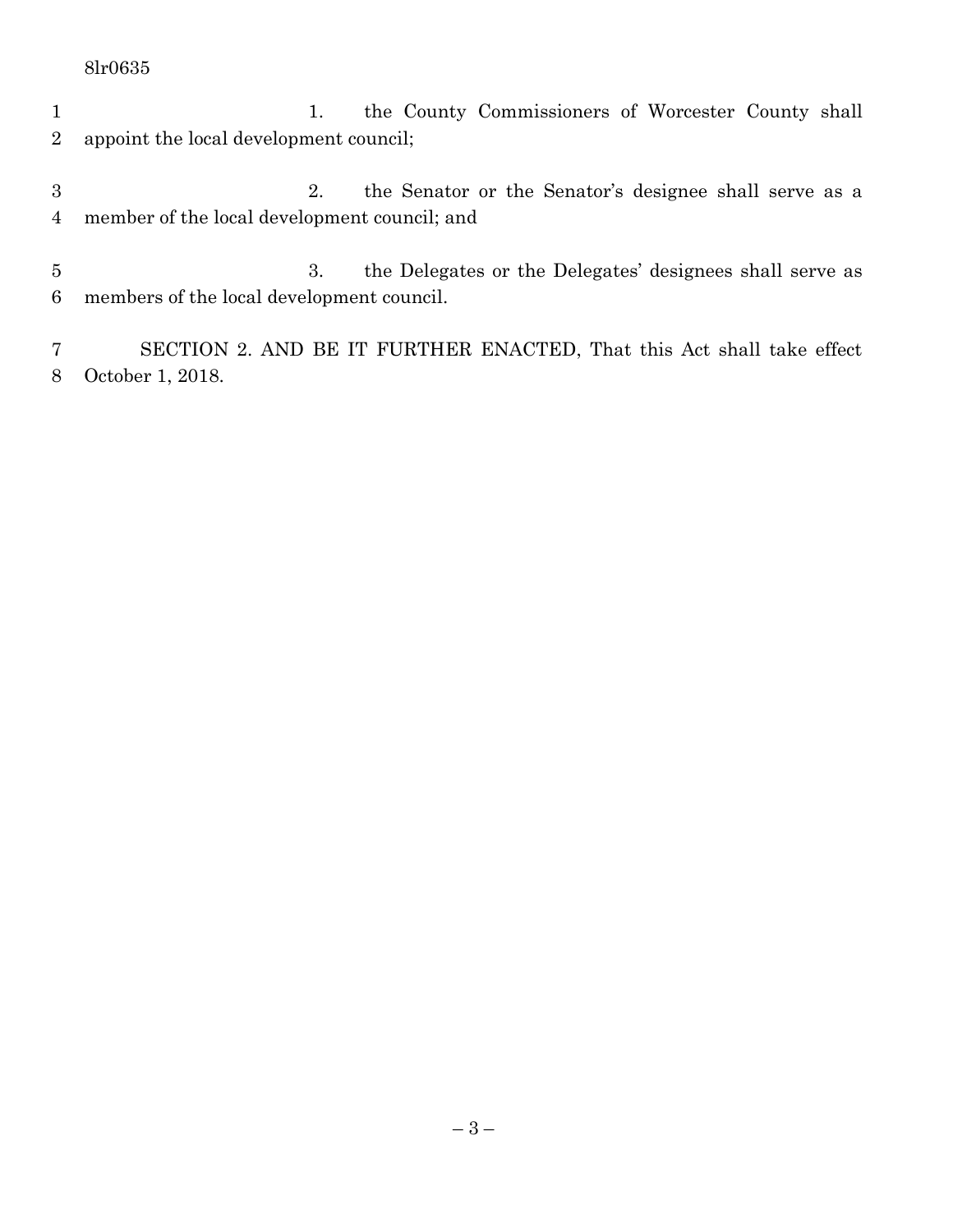1. the County Commissioners of Worcester County shall appoint the local development council;

2. the Senator or the Senator's designee shall serve as a member of the local development council; and

3. the Delegates or the Delegates' designees shall serve as members of the local development council.

SECTION 2. AND BE IT FURTHER ENACTED, That this Act shall take effect October 1, 2018.